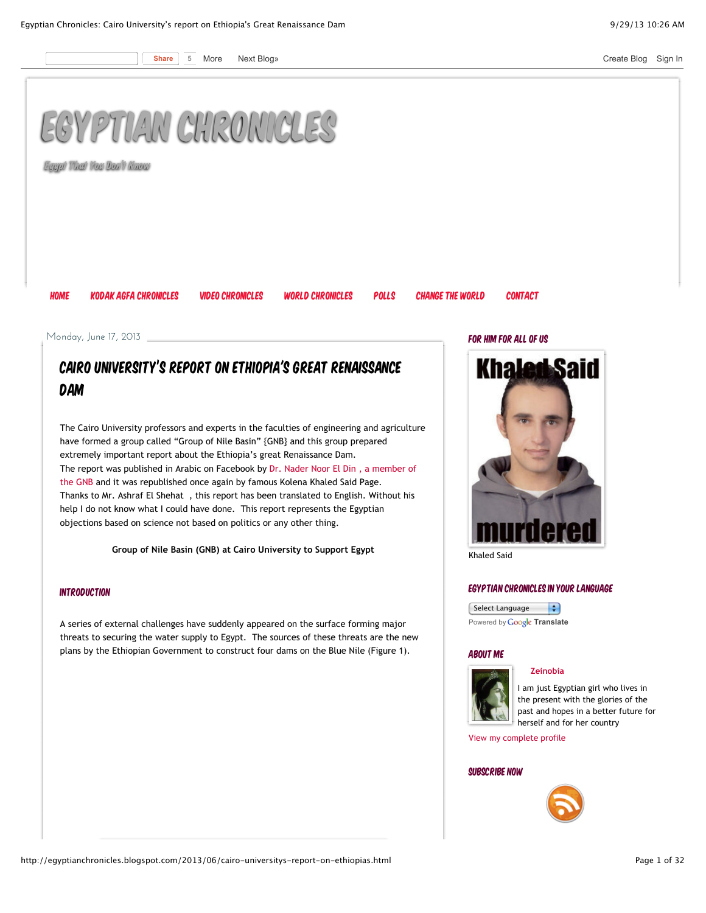# Egyptian Chronicles

Egypt That You Don't Know

Home | Kodak Agfa Chronicles | Video Chronicles | World Chronicles | Polls | Change the World | Contact

Monday, June 17, 2013

## Cairo University's Report on Ethiopia's Great Renaissance Dam

The Cairo University professors and experts in the faculties of engineering and agriculture have formed a group called "Group of Nile Basin" {GNB} and this group prepared extremely important report about the Ethiopia's great Renaissance Dam.

The report was published in Arabic on Facebook by Dr. Nader Noor El Din , a member of the GNB and it was republished once again by famous Kolena Khaled Said Page.

Thanks to Mr. Ashraf El Shehat , this report has been translated to English. Without his help I do not know what I could have done. This report represents the Egyptian objections based on science not based on politics or any other thing.

**Group of Nile Basin (GNB) at Cairo University to Support Egypt**

### Introduction

A series of external challenges have suddenly appeared on the surface forming major threats to securing the water supply to Egypt. The sources of these threats are the new plans by the Ethiopian Government to construct four dams on the Blue Nile (Figure 1).

### For Him For All of Us

Khaled Said

### Egyptian Chronicles in Your Language

Select Language

Powered by Google Translate

### About Me

**Zeinobia**

I am just Egyptian girl who lives in the present with the glories of the past and hopes in a better future for herself and for her country

View my complete profile

### Subscribe Now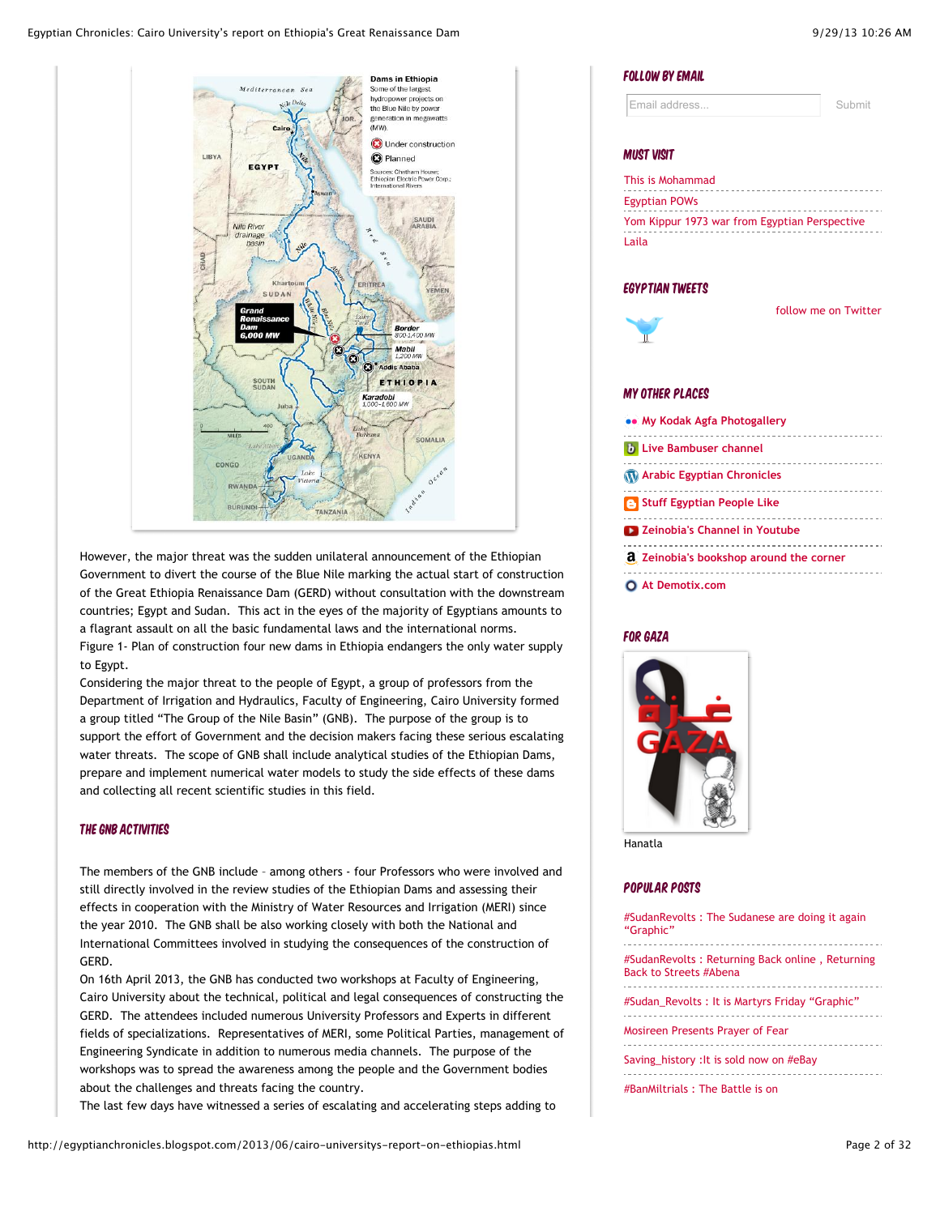Dams in Ethiopia
Some of the largest hydropower projects on the Blue Nile by power generation in megawatts (MW).

Under construction
Planned

Sources: Chatham House; Ethiopian Electric Power Corp.; International Rivers

Grand Renaissance Dam 6,000 MW

Border 800-1,400 MW

Mabil 1,200 MW

Karadobi 1,000-1,600 MW

However, the major threat was the sudden unilateral announcement of the Ethiopian Government to divert the course of the Blue Nile marking the actual start of construction of the Great Ethiopia Renaissance Dam (GERD) without consultation with the downstream countries; Egypt and Sudan. This act in the eyes of the majority of Egyptians amounts to a flagrant assault on all the basic fundamental laws and the international norms.

Figure 1- Plan of construction four new dams in Ethiopia endangers the only water supply to Egypt.

Considering the major threat to the people of Egypt, a group of professors from the Department of Irrigation and Hydraulics, Faculty of Engineering, Cairo University formed a group titled "The Group of the Nile Basin" (GNB). The purpose of the group is to support the effort of Government and the decision makers facing these serious escalating water threats. The scope of GNB shall include analytical studies of the Ethiopian Dams, prepare and implement numerical water models to study the side effects of these dams and collecting all recent scientific studies in this field.

## THE GNB ACTIVITIES

The members of the GNB include – among others - four Professors who were involved and still directly involved in the review studies of the Ethiopian Dams and assessing their effects in cooperation with the Ministry of Water Resources and Irrigation (MERI) since the year 2010. The GNB shall be also working closely with both the National and International Committees involved in studying the consequences of the construction of GERD.

On 16th April 2013, the GNB has conducted two workshops at Faculty of Engineering, Cairo University about the technical, political and legal consequences of constructing the GERD. The attendees included numerous University Professors and Experts in different fields of specializations. Representatives of MERI, some Political Parties, management of Engineering Syndicate in addition to numerous media channels. The purpose of the workshops was to spread the awareness among the people and the Government bodies about the challenges and threats facing the country.

The last few days have witnessed a series of escalating and accelerating steps adding to

## FOLLOW BY EMAIL

Email address... Submit

## MUST VISIT

- This is Mohammad
- Egyptian POWs
- Yom Kippur 1973 war from Egyptian Perspective
- Laila

## EGYPTIAN TWEETS

follow me on Twitter

## MY OTHER PLACES

- My Kodak Agfa Photogallery
- Live Bambuser channel
- Arabic Egyptian Chronicles
- Stuff Egyptian People Like
- Zeinobia's Channel in Youtube
- Zeinobia's bookshop around the corner
- At Demotix.com

## FOR GAZA

Hanatla

## POPULAR POSTS

- #SudanRevolts : The Sudanese are doing it again "Graphic"
- #SudanRevolts : Returning Back online , Returning Back to Streets #Abena
- #Sudan_Revolts : It is Martyrs Friday "Graphic"
- Mosireen Presents Prayer of Fear
- Saving_history :It is sold now on #eBay
- #BanMiltrials : The Battle is on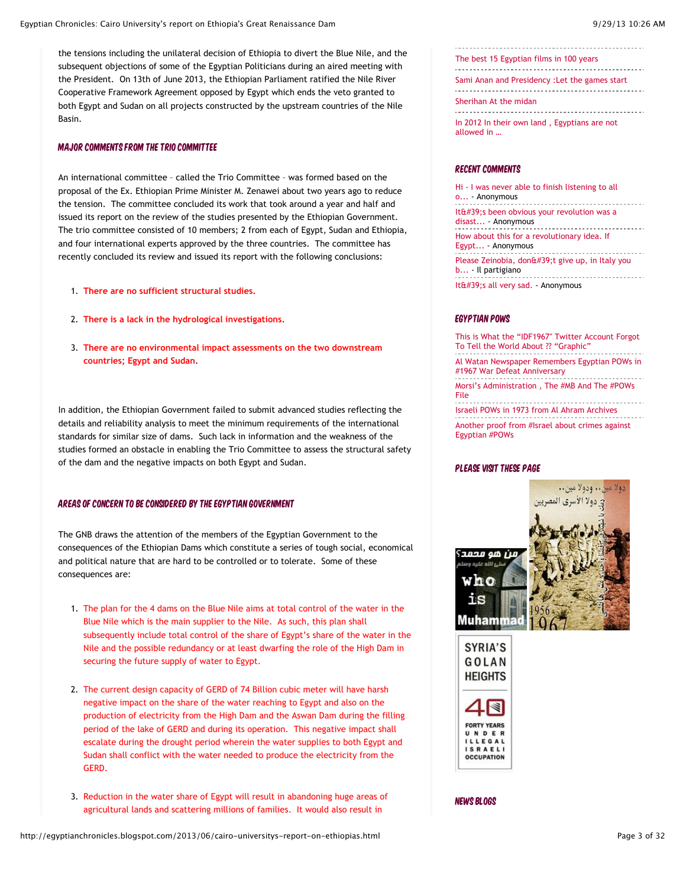the tensions including the unilateral decision of Ethiopia to divert the Blue Nile, and the subsequent objections of some of the Egyptian Politicians during an aired meeting with the President. On 13th of June 2013, the Ethiopian Parliament ratified the Nile River Cooperative Framework Agreement opposed by Egypt which ends the veto granted to both Egypt and Sudan on all projects constructed by the upstream countries of the Nile Basin.

### MAJOR COMMENTS FROM THE TRIO COMMITTEE

An international committee – called the Trio Committee – was formed based on the proposal of the Ex. Ethiopian Prime Minister M. Zenawei about two years ago to reduce the tension. The committee concluded its work that took around a year and half and issued its report on the review of the studies presented by the Ethiopian Government. The trio committee consisted of 10 members; 2 from each of Egypt, Sudan and Ethiopia, and four international experts approved by the three countries. The committee has recently concluded its review and issued its report with the following conclusions:

1. **There are no sufficient structural studies.**
2. **There is a lack in the hydrological investigations.**
3. **There are no environmental impact assessments on the two downstream countries; Egypt and Sudan**.

In addition, the Ethiopian Government failed to submit advanced studies reflecting the details and reliability analysis to meet the minimum requirements of the international standards for similar size of dams. Such lack in information and the weakness of the studies formed an obstacle in enabling the Trio Committee to assess the structural safety of the dam and the negative impacts on both Egypt and Sudan.

### AREAS OF CONCERN TO BE CONSIDERED BY THE EGYPTIAN GOVERNMENT

The GNB draws the attention of the members of the Egyptian Government to the consequences of the Ethiopian Dams which constitute a series of tough social, economical and political nature that are hard to be controlled or to tolerate. Some of these consequences are:

1. The plan for the 4 dams on the Blue Nile aims at total control of the water in the Blue Nile which is the main supplier to the Nile. As such, this plan shall subsequently include total control of the share of Egypt's share of the water in the Nile and the possible redundancy or at least dwarfing the role of the High Dam in securing the future supply of water to Egypt.
2. The current design capacity of GERD of 74 Billion cubic meter will have harsh negative impact on the share of the water reaching to Egypt and also on the production of electricity from the High Dam and the Aswan Dam during the filling period of the lake of GERD and during its operation. This negative impact shall escalate during the drought period wherein the water supplies to both Egypt and Sudan shall conflict with the water needed to produce the electricity from the GERD.
3. Reduction in the water share of Egypt will result in abandoning huge areas of agricultural lands and scattering millions of families. It would also result in

The best 15 Egyptian films in 100 years

Sami Anan and Presidency :Let the games start

Sherihan At the midan

In 2012 In their own land , Egyptians are not allowed in ...

### RECENT COMMENTS

Hi - I was never able to finish listening to all o... - Anonymous

It&#39;s been obvious your revolution was a disast... - Anonymous

How about this for a revolutionary idea. If Egypt... - Anonymous

Please Zeinobia, don&#39;t give up, in Italy you b... - Il partigiano

It&#39;s all very sad. - Anonymous

### EGYPTIAN POWS

This is What the "IDF1967" Twitter Account Forgot To Tell the World About ?? "Graphic"

Al Watan Newspaper Remembers Egyptian POWs in #1967 War Defeat Anniversary

Morsi's Administration , The #MB And The #POWs File

Israeli POWs in 1973 from Al Ahram Archives

Another proof from #Israel about crimes against Egyptian #POWs

### PLEASE VISIT THESE PAGE

### NEWS BLOGS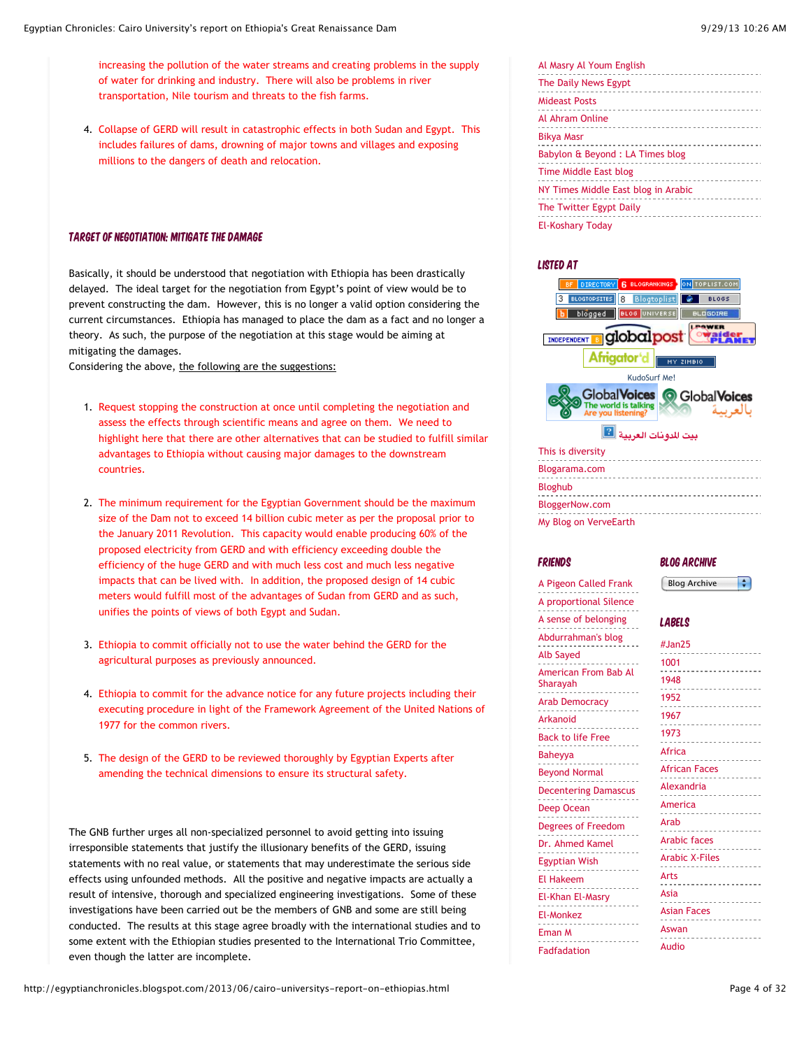increasing the pollution of the water streams and creating problems in the supply of water for drinking and industry. There will also be problems in river transportation, Nile tourism and threats to the fish farms.

4. Collapse of GERD will result in catastrophic effects in both Sudan and Egypt. This includes failures of dams, drowning of major towns and villages and exposing millions to the dangers of death and relocation.

### Target of Negotiation: Mitigate the Damage

Basically, it should be understood that negotiation with Ethiopia has been drastically delayed. The ideal target for the negotiation from Egypt's point of view would be to prevent constructing the dam. However, this is no longer a valid option considering the current circumstances. Ethiopia has managed to place the dam as a fact and no longer a theory. As such, the purpose of the negotiation at this stage would be aiming at mitigating the damages.
Considering the above, the following are the suggestions:

1. Request stopping the construction at once until completing the negotiation and assess the effects through scientific means and agree on them. We need to highlight here that there are other alternatives that can be studied to fulfill similar advantages to Ethiopia without causing major damages to the downstream countries.

2. The minimum requirement for the Egyptian Government should be the maximum size of the Dam not to exceed 14 billion cubic meter as per the proposal prior to the January 2011 Revolution. This capacity would enable producing 60% of the proposed electricity from GERD and with efficiency exceeding double the efficiency of the huge GERD and with much less cost and much less negative impacts that can be lived with. In addition, the proposed design of 14 cubic meters would fulfill most of the advantages of Sudan from GERD and as such, unifies the points of views of both Egypt and Sudan.

3. Ethiopia to commit officially not to use the water behind the GERD for the agricultural purposes as previously announced.

4. Ethiopia to commit for the advance notice for any future projects including their executing procedure in light of the Framework Agreement of the United Nations of 1977 for the common rivers.

5. The design of the GERD to be reviewed thoroughly by Egyptian Experts after amending the technical dimensions to ensure its structural safety.

The GNB further urges all non-specialized personnel to avoid getting into issuing irresponsible statements that justify the illusionary benefits of the GERD, issuing statements with no real value, or statements that may underestimate the serious side effects using unfounded methods. All the positive and negative impacts are actually a result of intensive, thorough and specialized engineering investigations. Some of these investigations have been carried out be the members of GNB and some are still being conducted. The results at this stage agree broadly with the international studies and to some extent with the Ethiopian studies presented to the International Trio Committee, even though the latter are incomplete.

- Al Masry Al Youm English
- The Daily News Egypt
- Mideast Posts
- Al Ahram Online
- Bikya Masr
- Babylon & Beyond : LA Times blog
- Time Middle East blog
- NY Times Middle East blog in Arabic
- The Twitter Egypt Daily
- El-Koshary Today

### Listed At

KudoSurf Me!

بيت المدونات العربية

- This is diversity
- Blogarama.com
- Bloghub
- BloggerNow.com
- My Blog on VerveEarth

### Friends

- A Pigeon Called Frank
- A proportional Silence
- A sense of belonging
- Abdurrahman's blog
- Alb Sayed
- American From Bab Al Sharayah
- Arab Democracy
- Arkanoid
- Back to life Free
- Baheyya
- Beyond Normal
- Decentering Damascus
- Deep Ocean
- Degrees of Freedom
- Dr. Ahmed Kamel
- Egyptian Wish
- El Hakeem
- El-Khan El-Masry
- El-Monkez
- Eman M
- Fadfadation

### Blog Archive

Blog Archive

### Labels

- #Jan25
- 1001
- 1948
- 1952
- 1967
- 1973
- Africa
- African Faces
- Alexandria
- America
- Arab
- Arabic faces
- Arabic X-Files
- Arts
- Asia
- Asian Faces
- Aswan
- Audio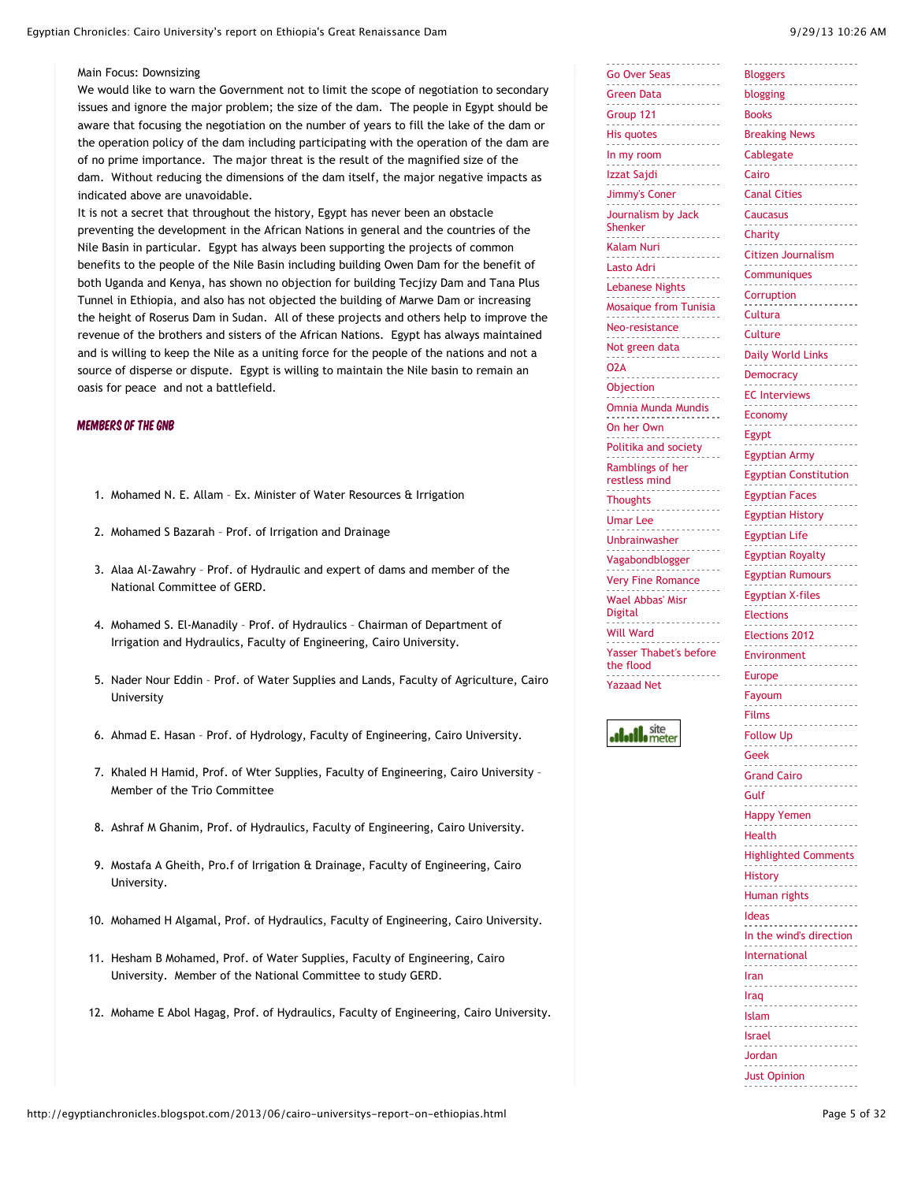Main Focus: Downsizing

We would like to warn the Government not to limit the scope of negotiation to secondary issues and ignore the major problem; the size of the dam. The people in Egypt should be aware that focusing the negotiation on the number of years to fill the lake of the dam or the operation policy of the dam including participating with the operation of the dam are of no prime importance. The major threat is the result of the magnified size of the dam. Without reducing the dimensions of the dam itself, the major negative impacts as indicated above are unavoidable.

It is not a secret that throughout the history, Egypt has never been an obstacle preventing the development in the African Nations in general and the countries of the Nile Basin in particular. Egypt has always been supporting the projects of common benefits to the people of the Nile Basin including building Owen Dam for the benefit of both Uganda and Kenya, has shown no objection for building Tecjizy Dam and Tana Plus Tunnel in Ethiopia, and also has not objected the building of Marwe Dam or increasing the height of Roserus Dam in Sudan. All of these projects and others help to improve the revenue of the brothers and sisters of the African Nations. Egypt has always maintained and is willing to keep the Nile as a uniting force for the people of the nations and not a source of disperse or dispute. Egypt is willing to maintain the Nile basin to remain an oasis for peace and not a battlefield.

## MEMBERS OF THE GNB

1. Mohamed N. E. Allam - Ex. Minister of Water Resources & Irrigation
2. Mohamed S Bazarah - Prof. of Irrigation and Drainage
3. Alaa Al-Zawahry - Prof. of Hydraulic and expert of dams and member of the National Committee of GERD.
4. Mohamed S. El-Manadily - Prof. of Hydraulics - Chairman of Department of Irrigation and Hydraulics, Faculty of Engineering, Cairo University.
5. Nader Nour Eddin - Prof. of Water Supplies and Lands, Faculty of Agriculture, Cairo University
6. Ahmad E. Hasan - Prof. of Hydrology, Faculty of Engineering, Cairo University.
7. Khaled H Hamid, Prof. of Wter Supplies, Faculty of Engineering, Cairo University - Member of the Trio Committee
8. Ashraf M Ghanim, Prof. of Hydraulics, Faculty of Engineering, Cairo University.
9. Mostafa A Gheith, Pro.f of Irrigation & Drainage, Faculty of Engineering, Cairo University.
10. Mohamed H Algamal, Prof. of Hydraulics, Faculty of Engineering, Cairo University.
11. Hesham B Mohamed, Prof. of Water Supplies, Faculty of Engineering, Cairo University. Member of the National Committee to study GERD.
12. Mohame E Abol Hagag, Prof. of Hydraulics, Faculty of Engineering, Cairo University.

Go Over Seas
Green Data
Group 121
His quotes
In my room
Izzat Sajdi
Jimmy's Coner
Journalism by Jack Shenker
Kalam Nuri
Lasto Adri
Lebanese Nights
Mosaique from Tunisia
Neo-resistance
Not green data
O2A
Objection
Omnia Munda Mundis
On her Own
Politika and society
Ramblings of her restless mind
Thoughts
Umar Lee
Unbrainwasher
Vagabondblogger
Very Fine Romance
Wael Abbas' Misr Digital
Will Ward
Yasser Thabet's before the flood
Yazaad Net

site meter

Bloggers
blogging
Books
Breaking News
Cablegate
Cairo
Canal Cities
Caucasus
Charity
Citizen Journalism
Communiques
Corruption
Cultura
Culture
Daily World Links
Democracy
EC Interviews
Economy
Egypt
Egyptian Army
Egyptian Constitution
Egyptian Faces
Egyptian History
Egyptian Life
Egyptian Royalty
Egyptian Rumours
Egyptian X-files
Elections
Elections 2012
Environment
Europe
Fayoum
Films
Follow Up
Geek
Grand Cairo
Gulf
Happy Yemen
Health
Highlighted Comments
History
Human rights
Ideas
In the wind's direction
International
Iran
Iraq
Islam
Israel
Jordan
Just Opinion